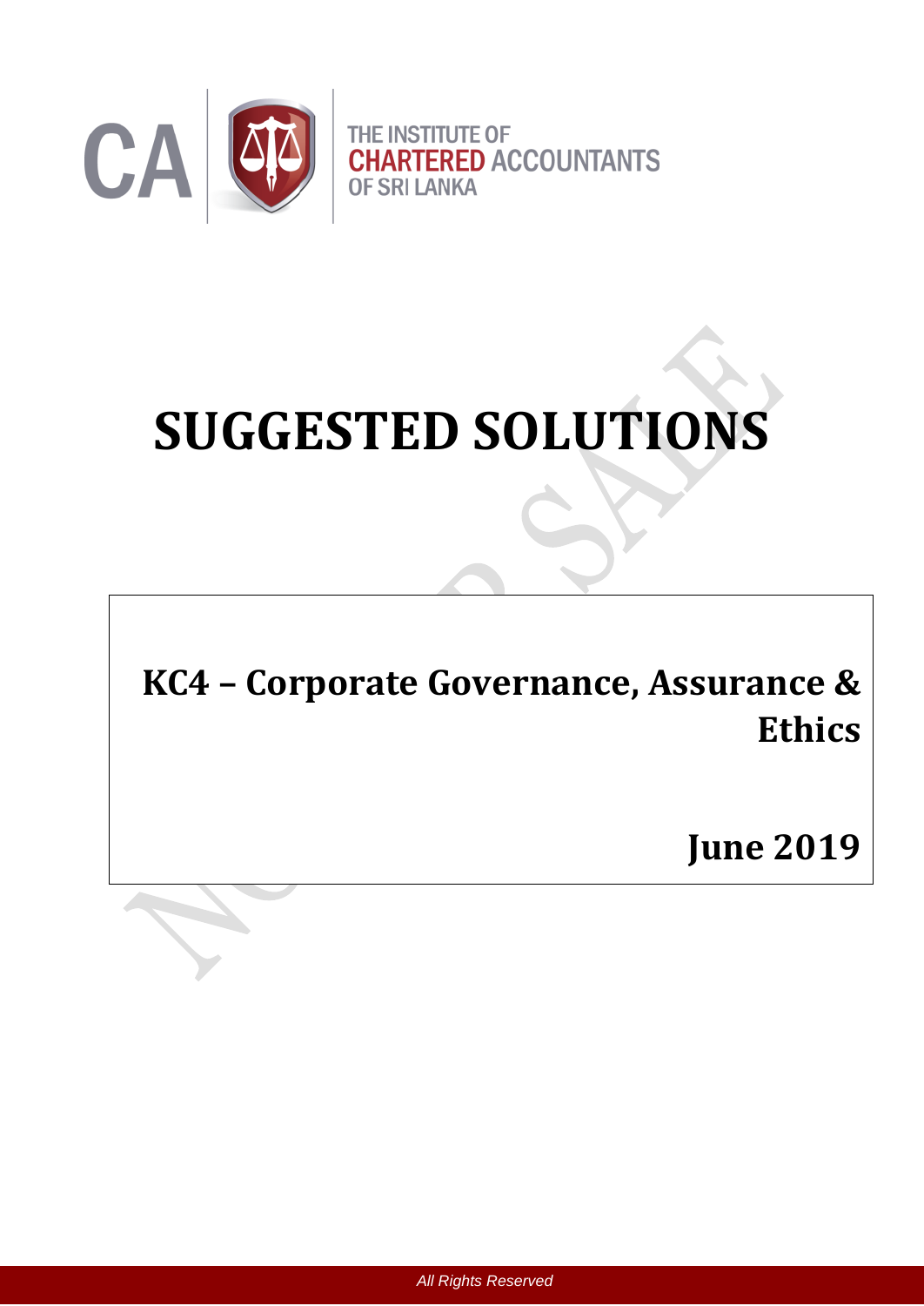CA THE INSTITUTE OF CHARTERED ACCOUNTANTS OF SRI LANKA

# SUGGESTED SOLUTIONS

## KC4 – Corporate Governance, Assurance & Ethics

## June 2019

All Rights Reserved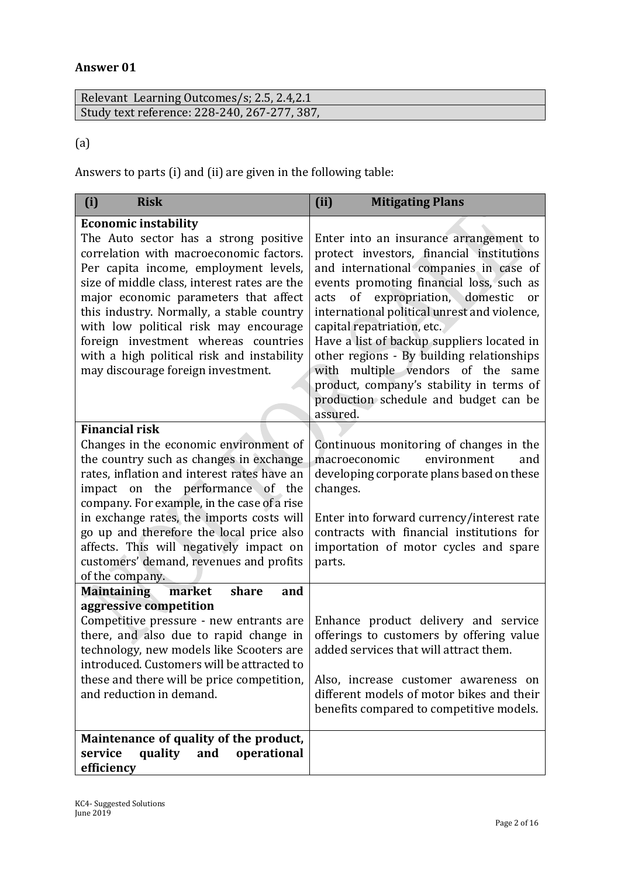## Answer 01

| Relevant Learning Outcomes/s; 2.5, 2.4,2.1 |
|---|
| Study text reference: 228-240, 267-277, 387, |

(a)

Answers to parts (i) and (ii) are given in the following table:

| (i) Risk | (ii) Mitigating Plans |
|---|---|
| **Economic instability**<br>The Auto sector has a strong positive correlation with macroeconomic factors. Per capita income, employment levels, size of middle class, interest rates are the major economic parameters that affect this industry. Normally, a stable country with low political risk may encourage foreign investment whereas countries with a high political risk and instability may discourage foreign investment. | Enter into an insurance arrangement to protect investors, financial institutions and international companies in case of events promoting financial loss, such as acts of expropriation, domestic or international political unrest and violence, capital repatriation, etc.<br>Have a list of backup suppliers located in other regions - By building relationships with multiple vendors of the same product, company's stability in terms of production schedule and budget can be assured. |
| **Financial risk**<br>Changes in the economic environment of the country such as changes in exchange rates, inflation and interest rates have an impact on the performance of the company. For example, in the case of a rise in exchange rates, the imports costs will go up and therefore the local price also affects. This will negatively impact on customers' demand, revenues and profits of the company. | Continuous monitoring of changes in the macroeconomic environment and developing corporate plans based on these changes.<br><br>Enter into forward currency/interest rate contracts with financial institutions for importation of motor cycles and spare parts. |
| **Maintaining market share and aggressive competition**<br>Competitive pressure - new entrants are there, and also due to rapid change in technology, new models like Scooters are introduced. Customers will be attracted to these and there will be price competition, and reduction in demand. | Enhance product delivery and service offerings to customers by offering value added services that will attract them.<br><br>Also, increase customer awareness on different models of motor bikes and their benefits compared to competitive models. |
| **Maintenance of quality of the product, service quality and operational efficiency** | |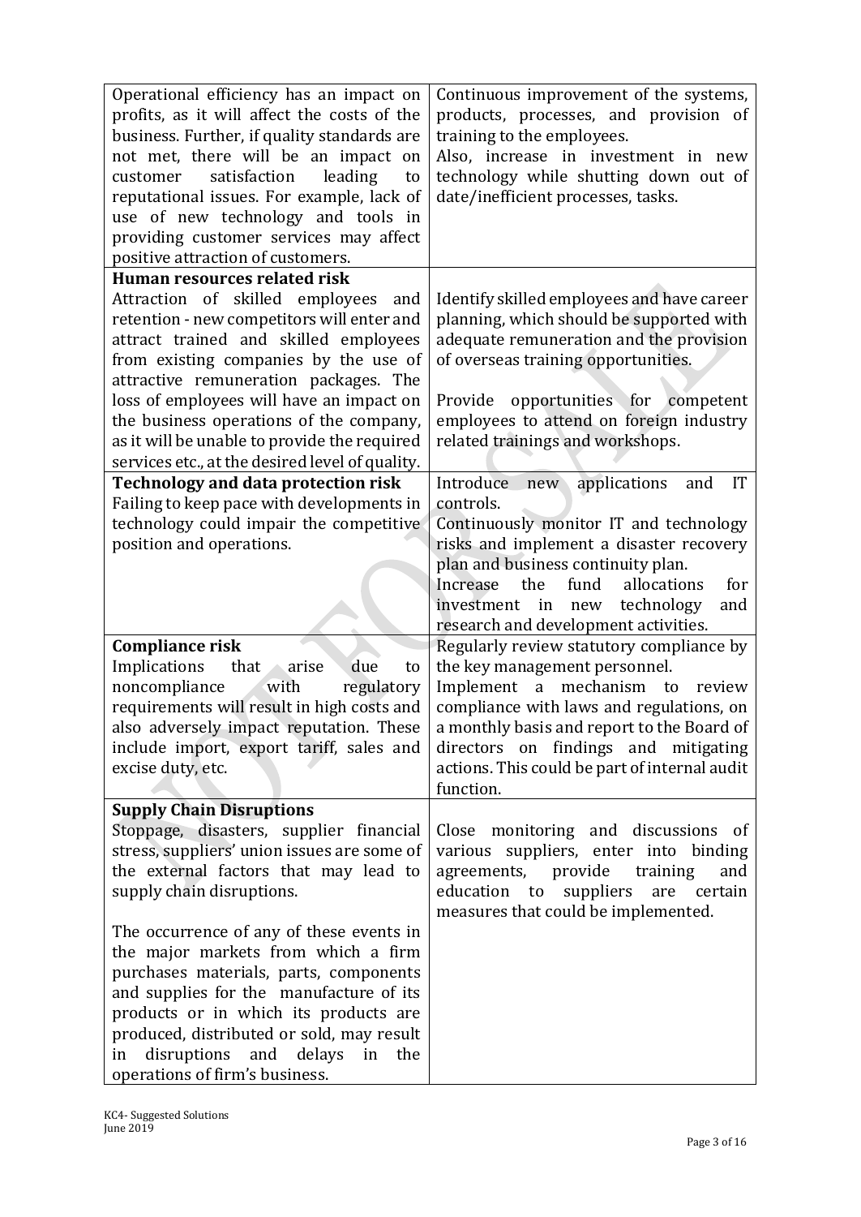| | |
|---|---|
| Operational efficiency has an impact on profits, as it will affect the costs of the business. Further, if quality standards are not met, there will be an impact on customer satisfaction leading to reputational issues. For example, lack of use of new technology and tools in providing customer services may affect positive attraction of customers. | Continuous improvement of the systems, products, processes, and provision of training to the employees.<br>Also, increase in investment in new technology while shutting down out of date/inefficient processes, tasks. |
| **Human resources related risk**<br>Attraction of skilled employees and retention - new competitors will enter and attract trained and skilled employees from existing companies by the use of attractive remuneration packages. The loss of employees will have an impact on the business operations of the company, as it will be unable to provide the required services etc., at the desired level of quality. | Identify skilled employees and have career planning, which should be supported with adequate remuneration and the provision of overseas training opportunities.<br><br>Provide opportunities for competent employees to attend on foreign industry related trainings and workshops. |
| **Technology and data protection risk**<br>Failing to keep pace with developments in technology could impair the competitive position and operations. | Introduce new applications and IT controls.<br>Continuously monitor IT and technology risks and implement a disaster recovery plan and business continuity plan.<br>Increase the fund allocations for investment in new technology and research and development activities. |
| **Compliance risk**<br>Implications that arise due to noncompliance with regulatory requirements will result in high costs and also adversely impact reputation. These include import, export tariff, sales and excise duty, etc. | Regularly review statutory compliance by the key management personnel.<br>Implement a mechanism to review compliance with laws and regulations, on a monthly basis and report to the Board of directors on findings and mitigating actions. This could be part of internal audit function. |
| **Supply Chain Disruptions**<br>Stoppage, disasters, supplier financial stress, suppliers' union issues are some of the external factors that may lead to supply chain disruptions.<br><br>The occurrence of any of these events in the major markets from which a firm purchases materials, parts, components and supplies for the manufacture of its products or in which its products are produced, distributed or sold, may result in disruptions and delays in the operations of firm's business. | Close monitoring and discussions of various suppliers, enter into binding agreements, provide training and education to suppliers are certain measures that could be implemented. |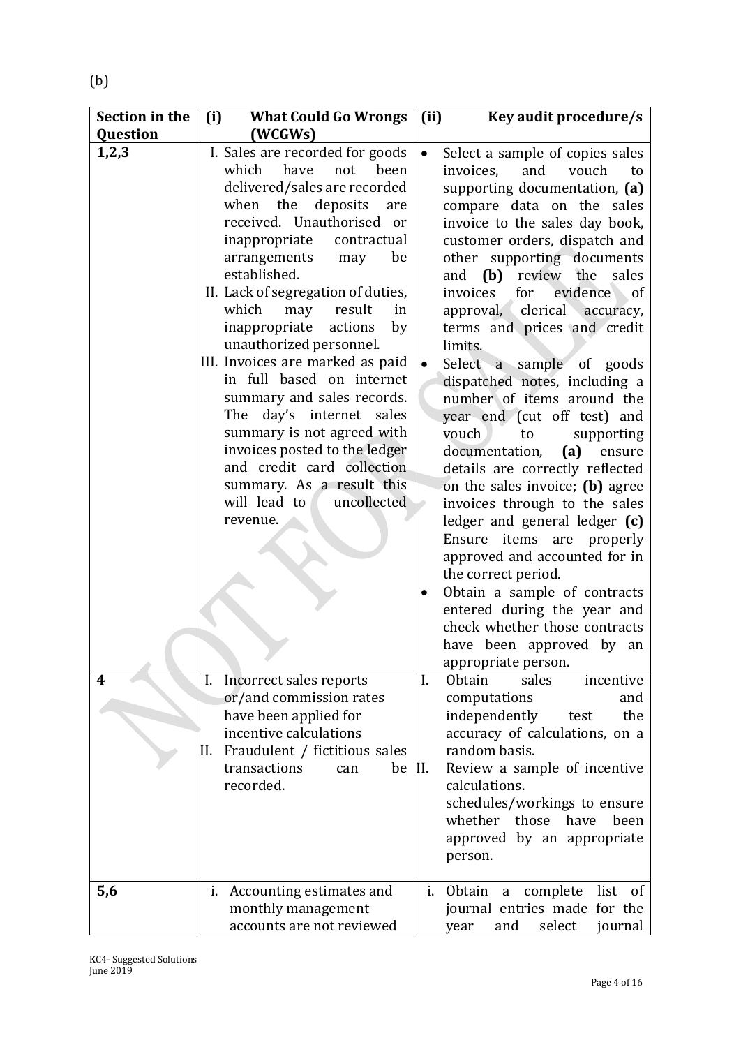(b)

| Section in the Question | (i) What Could Go Wrongs (WCGWs) | (ii) Key audit procedure/s |
|---|---|---|
| **1,2,3** | I. Sales are recorded for goods which have not been delivered/sales are recorded when the deposits are received. Unauthorised or inappropriate contractual arrangements may be established.<br>II. Lack of segregation of duties, which may result in inappropriate actions by unauthorized personnel.<br>III. Invoices are marked as paid in full based on internet summary and sales records. The day's internet sales summary is not agreed with invoices posted to the ledger and credit card collection summary. As a result this will lead to uncollected revenue. | • Select a sample of copies sales invoices, and vouch to supporting documentation, **(a)** compare data on the sales invoice to the sales day book, customer orders, dispatch and other supporting documents and **(b)** review the sales invoices for evidence of approval, clerical accuracy, terms and prices and credit limits.<br>• Select a sample of goods dispatched notes, including a number of items around the year end (cut off test) and vouch to supporting documentation, **(a)** ensure details are correctly reflected on the sales invoice; **(b)** agree invoices through to the sales ledger and general ledger **(c)** Ensure items are properly approved and accounted for in the correct period.<br>• Obtain a sample of contracts entered during the year and check whether those contracts have been approved by an appropriate person. |
| **4** | I. Incorrect sales reports or/and commission rates have been applied for incentive calculations<br>II. Fraudulent / fictitious sales transactions can be recorded. | I. Obtain sales incentive computations and independently test the accuracy of calculations, on a random basis.<br>II. Review a sample of incentive calculations. schedules/workings to ensure whether those have been approved by an appropriate person. |
| **5,6** | i. Accounting estimates and monthly management accounts are not reviewed | i. Obtain a complete list of journal entries made for the year and select journal |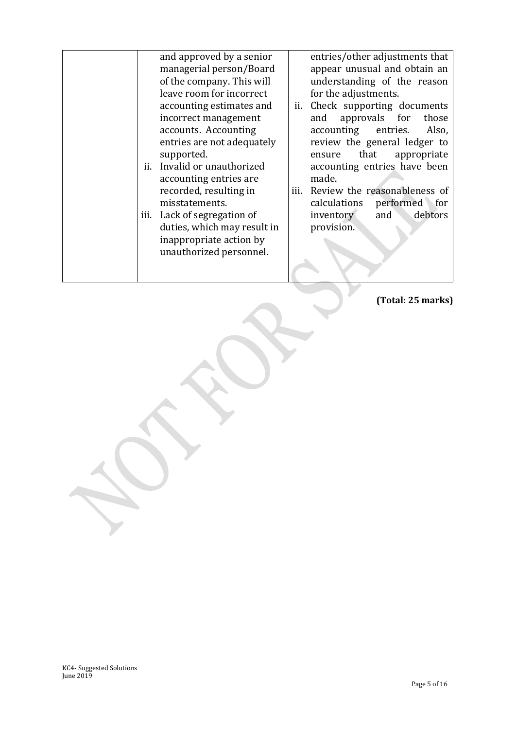| | | |
|---|---|---|
| | and approved by a senior managerial person/Board of the company. This will leave room for incorrect accounting estimates and incorrect management accounts. Accounting entries are not adequately supported.<br>ii. Invalid or unauthorized accounting entries are recorded, resulting in misstatements.<br>iii. Lack of segregation of duties, which may result in inappropriate action by unauthorized personnel. | entries/other adjustments that appear unusual and obtain an understanding of the reason for the adjustments.<br>ii. Check supporting documents and approvals for those accounting entries. Also, review the general ledger to ensure that appropriate accounting entries have been made.<br>iii. Review the reasonableness of calculations performed for inventory and debtors provision. |

**(Total: 25 marks)**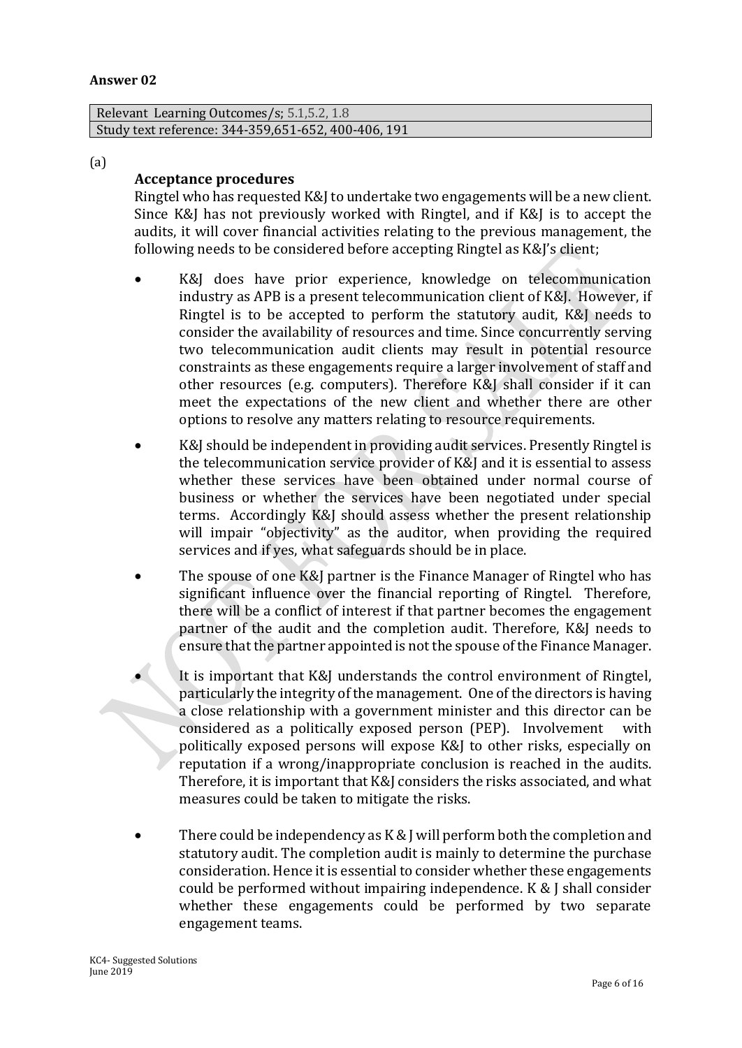**Answer 02**

| Relevant Learning Outcomes/s; 5.1,5.2, 1.8 |
|---|
| Study text reference: 344-359,651-652, 400-406, 191 |

(a)

**Acceptance procedures**

Ringtel who has requested K&J to undertake two engagements will be a new client. Since K&J has not previously worked with Ringtel, and if K&J is to accept the audits, it will cover financial activities relating to the previous management, the following needs to be considered before accepting Ringtel as K&J's client;

- K&J does have prior experience, knowledge on telecommunication industry as APB is a present telecommunication client of K&J. However, if Ringtel is to be accepted to perform the statutory audit, K&J needs to consider the availability of resources and time. Since concurrently serving two telecommunication audit clients may result in potential resource constraints as these engagements require a larger involvement of staff and other resources (e.g. computers). Therefore K&J shall consider if it can meet the expectations of the new client and whether there are other options to resolve any matters relating to resource requirements.

- K&J should be independent in providing audit services. Presently Ringtel is the telecommunication service provider of K&J and it is essential to assess whether these services have been obtained under normal course of business or whether the services have been negotiated under special terms. Accordingly K&J should assess whether the present relationship will impair "objectivity" as the auditor, when providing the required services and if yes, what safeguards should be in place.

- The spouse of one K&J partner is the Finance Manager of Ringtel who has significant influence over the financial reporting of Ringtel. Therefore, there will be a conflict of interest if that partner becomes the engagement partner of the audit and the completion audit. Therefore, K&J needs to ensure that the partner appointed is not the spouse of the Finance Manager.

- It is important that K&J understands the control environment of Ringtel, particularly the integrity of the management. One of the directors is having a close relationship with a government minister and this director can be considered as a politically exposed person (PEP). Involvement with politically exposed persons will expose K&J to other risks, especially on reputation if a wrong/inappropriate conclusion is reached in the audits. Therefore, it is important that K&J considers the risks associated, and what measures could be taken to mitigate the risks.

- There could be independency as K & J will perform both the completion and statutory audit. The completion audit is mainly to determine the purchase consideration. Hence it is essential to consider whether these engagements could be performed without impairing independence. K & J shall consider whether these engagements could be performed by two separate engagement teams.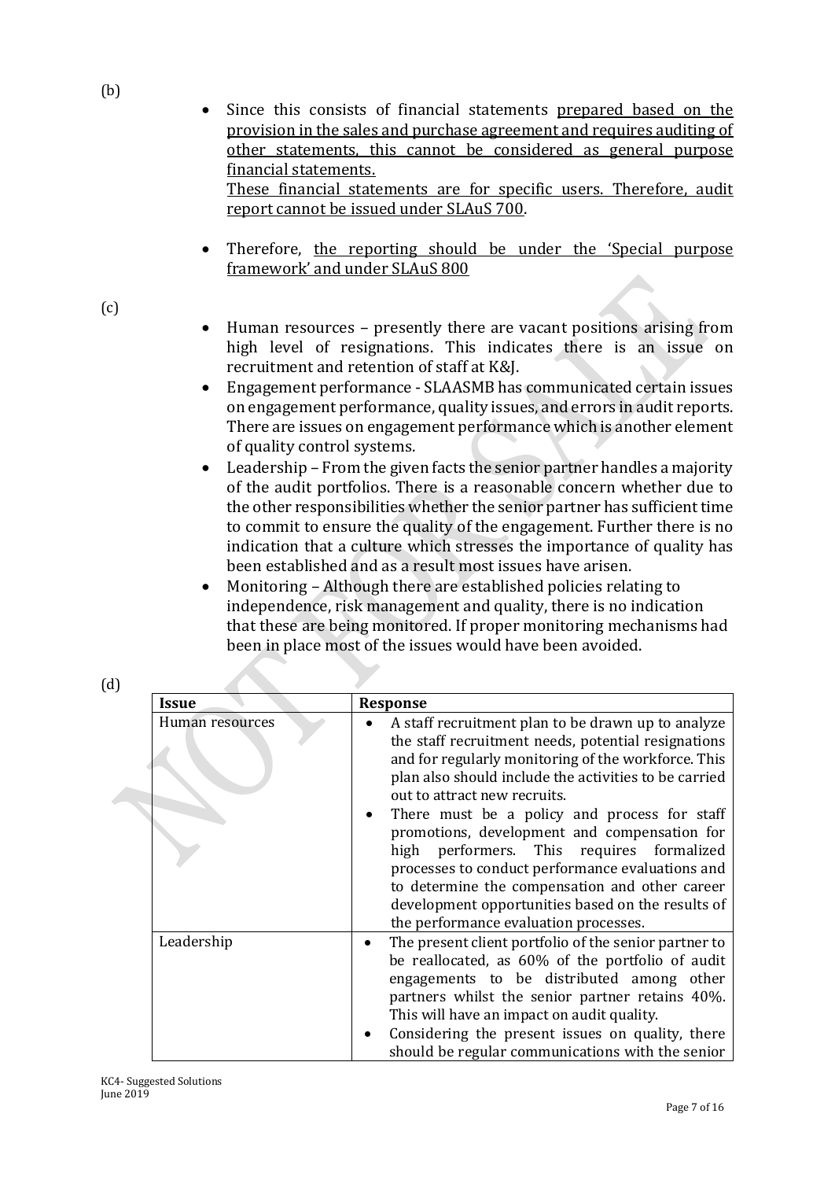(b)

- Since this consists of financial statements <u>prepared based on the provision in the sales and purchase agreement and requires auditing of other statements, this cannot be considered as general purpose financial statements.</u>
  <u>These financial statements are for specific users. Therefore, audit report cannot be issued under SLAuS 700</u>.

- Therefore, <u>the reporting should be under the 'Special purpose framework' and under SLAuS 800</u>

(c)

- Human resources – presently there are vacant positions arising from high level of resignations. This indicates there is an issue on recruitment and retention of staff at K&J.
- Engagement performance - SLAASMB has communicated certain issues on engagement performance, quality issues, and errors in audit reports. There are issues on engagement performance which is another element of quality control systems.
- Leadership – From the given facts the senior partner handles a majority of the audit portfolios. There is a reasonable concern whether due to the other responsibilities whether the senior partner has sufficient time to commit to ensure the quality of the engagement. Further there is no indication that a culture which stresses the importance of quality has been established and as a result most issues have arisen.
- Monitoring – Although there are established policies relating to independence, risk management and quality, there is no indication that these are being monitored. If proper monitoring mechanisms had been in place most of the issues would have been avoided.

(d)

| Issue | Response |
|---|---|
| Human resources | • A staff recruitment plan to be drawn up to analyze the staff recruitment needs, potential resignations and for regularly monitoring of the workforce. This plan also should include the activities to be carried out to attract new recruits. • There must be a policy and process for staff promotions, development and compensation for high performers. This requires formalized processes to conduct performance evaluations and to determine the compensation and other career development opportunities based on the results of the performance evaluation processes. |
| Leadership | • The present client portfolio of the senior partner to be reallocated, as 60% of the portfolio of audit engagements to be distributed among other partners whilst the senior partner retains 40%. This will have an impact on audit quality. • Considering the present issues on quality, there should be regular communications with the senior |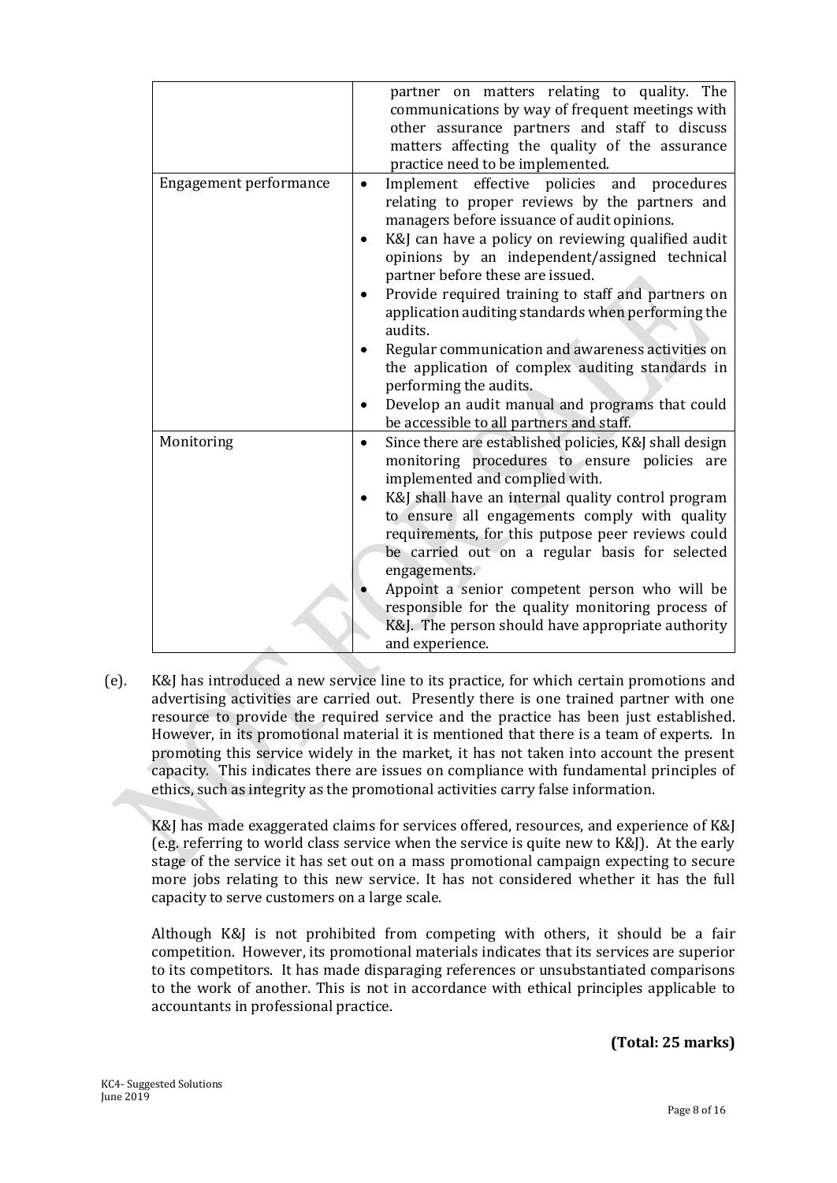| | |
|---|---|
| | partner on matters relating to quality. The communications by way of frequent meetings with other assurance partners and staff to discuss matters affecting the quality of the assurance practice need to be implemented. |
| Engagement performance | • Implement effective policies and procedures relating to proper reviews by the partners and managers before issuance of audit opinions.<br>• K&J can have a policy on reviewing qualified audit opinions by an independent/assigned technical partner before these are issued.<br>• Provide required training to staff and partners on application auditing standards when performing the audits.<br>• Regular communication and awareness activities on the application of complex auditing standards in performing the audits.<br>• Develop an audit manual and programs that could be accessible to all partners and staff. |
| Monitoring | • Since there are established policies, K&J shall design monitoring procedures to ensure policies are implemented and complied with.<br>• K&J shall have an internal quality control program to ensure all engagements comply with quality requirements, for this putpose peer reviews could be carried out on a regular basis for selected engagements.<br>• Appoint a senior competent person who will be responsible for the quality monitoring process of K&J. The person should have appropriate authority and experience. |

(e). K&J has introduced a new service line to its practice, for which certain promotions and advertising activities are carried out. Presently there is one trained partner with one resource to provide the required service and the practice has been just established. However, in its promotional material it is mentioned that there is a team of experts. In promoting this service widely in the market, it has not taken into account the present capacity. This indicates there are issues on compliance with fundamental principles of ethics, such as integrity as the promotional activities carry false information.

K&J has made exaggerated claims for services offered, resources, and experience of K&J (e.g. referring to world class service when the service is quite new to K&J). At the early stage of the service it has set out on a mass promotional campaign expecting to secure more jobs relating to this new service. It has not considered whether it has the full capacity to serve customers on a large scale.

Although K&J is not prohibited from competing with others, it should be a fair competition. However, its promotional materials indicates that its services are superior to its competitors. It has made disparaging references or unsubstantiated comparisons to the work of another. This is not in accordance with ethical principles applicable to accountants in professional practice.

**(Total: 25 marks)**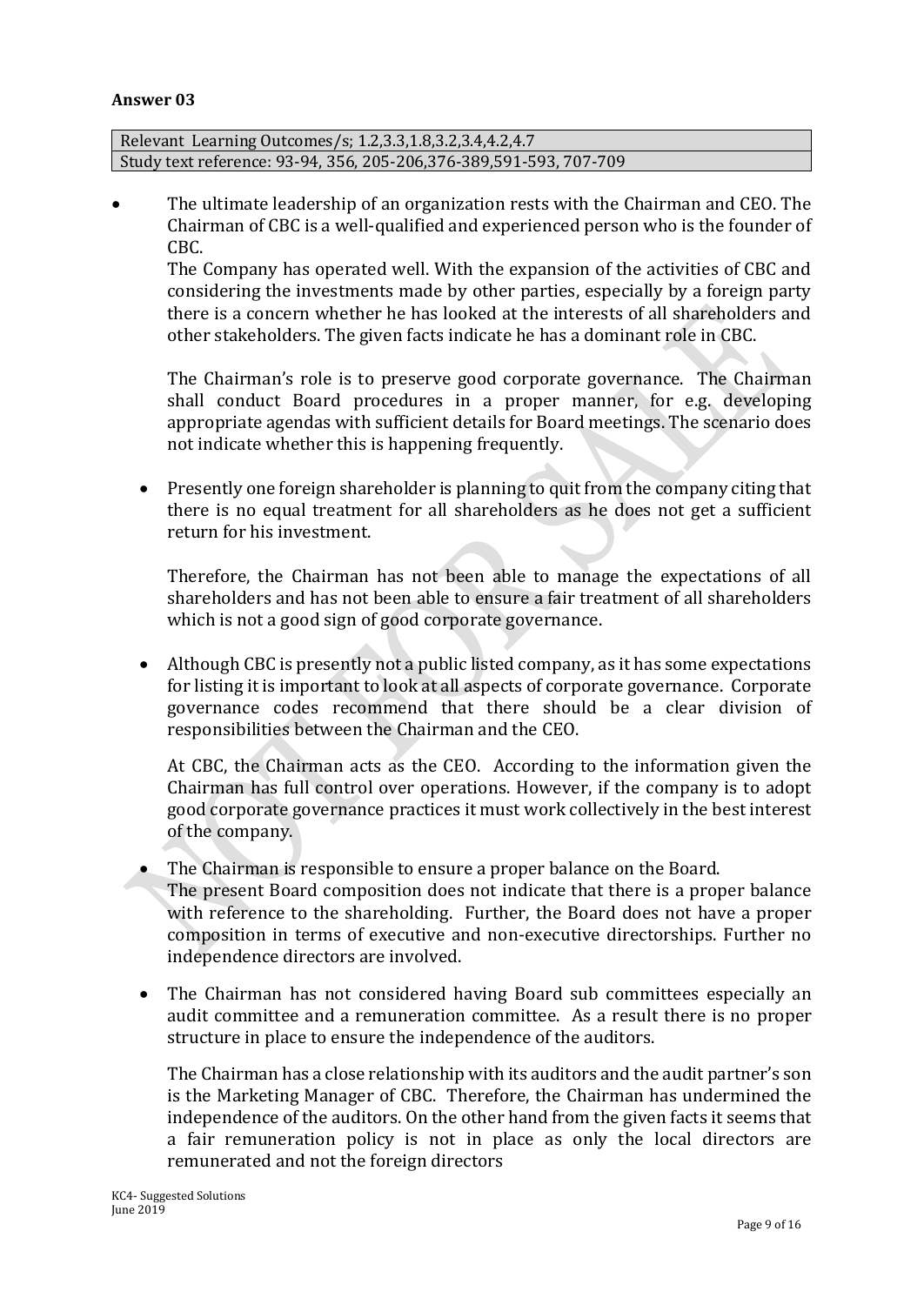**Answer 03**

| Relevant Learning Outcomes/s; 1.2,3.3,1.8,3.2,3.4,4.2,4.7 |
| --- |
| Study text reference: 93-94, 356, 205-206,376-389,591-593, 707-709 |

- The ultimate leadership of an organization rests with the Chairman and CEO. The Chairman of CBC is a well-qualified and experienced person who is the founder of CBC.

  The Company has operated well. With the expansion of the activities of CBC and considering the investments made by other parties, especially by a foreign party there is a concern whether he has looked at the interests of all shareholders and other stakeholders. The given facts indicate he has a dominant role in CBC.

  The Chairman's role is to preserve good corporate governance. The Chairman shall conduct Board procedures in a proper manner, for e.g. developing appropriate agendas with sufficient details for Board meetings. The scenario does not indicate whether this is happening frequently.

  - Presently one foreign shareholder is planning to quit from the company citing that there is no equal treatment for all shareholders as he does not get a sufficient return for his investment.

    Therefore, the Chairman has not been able to manage the expectations of all shareholders and has not been able to ensure a fair treatment of all shareholders which is not a good sign of good corporate governance.

  - Although CBC is presently not a public listed company, as it has some expectations for listing it is important to look at all aspects of corporate governance. Corporate governance codes recommend that there should be a clear division of responsibilities between the Chairman and the CEO.

    At CBC, the Chairman acts as the CEO. According to the information given the Chairman has full control over operations. However, if the company is to adopt good corporate governance practices it must work collectively in the best interest of the company.

  - The Chairman is responsible to ensure a proper balance on the Board.
    The present Board composition does not indicate that there is a proper balance with reference to the shareholding. Further, the Board does not have a proper composition in terms of executive and non-executive directorships. Further no independence directors are involved.

  - The Chairman has not considered having Board sub committees especially an audit committee and a remuneration committee. As a result there is no proper structure in place to ensure the independence of the auditors.

    The Chairman has a close relationship with its auditors and the audit partner's son is the Marketing Manager of CBC. Therefore, the Chairman has undermined the independence of the auditors. On the other hand from the given facts it seems that a fair remuneration policy is not in place as only the local directors are remunerated and not the foreign directors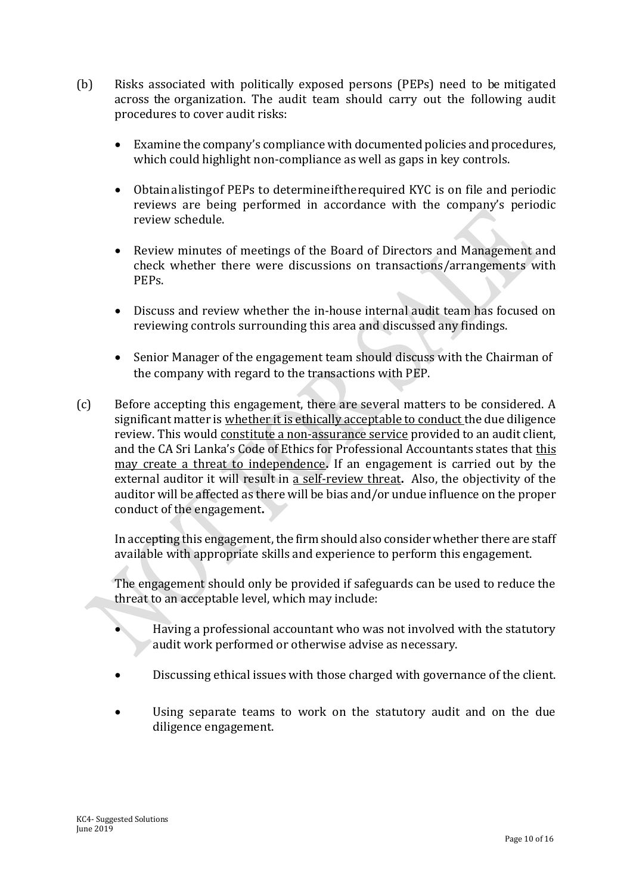(b) Risks associated with politically exposed persons (PEPs) need to be mitigated across the organization. The audit team should carry out the following audit procedures to cover audit risks:

- Examine the company's compliance with documented policies and procedures, which could highlight non-compliance as well as gaps in key controls.

- Obtain a listing of PEPs to determine if the required KYC is on file and periodic reviews are being performed in accordance with the company's periodic review schedule.

- Review minutes of meetings of the Board of Directors and Management and check whether there were discussions on transactions/arrangements with PEPs.

- Discuss and review whether the in-house internal audit team has focused on reviewing controls surrounding this area and discussed any findings.

- Senior Manager of the engagement team should discuss with the Chairman of the company with regard to the transactions with PEP.

(c) Before accepting this engagement, there are several matters to be considered. A significant matter is <u>whether it is ethically acceptable to conduct</u> the due diligence review. This would <u>constitute a non-assurance service</u> provided to an audit client, and the CA Sri Lanka's Code of Ethics for Professional Accountants states that <u>this may create a threat to independence</u>. If an engagement is carried out by the external auditor it will result in <u>a self-review threat</u>. Also, the objectivity of the auditor will be affected as there will be bias and/or undue influence on the proper conduct of the engagement.

In accepting this engagement, the firm should also consider whether there are staff available with appropriate skills and experience to perform this engagement.

The engagement should only be provided if safeguards can be used to reduce the threat to an acceptable level, which may include:

- Having a professional accountant who was not involved with the statutory audit work performed or otherwise advise as necessary.

- Discussing ethical issues with those charged with governance of the client.

- Using separate teams to work on the statutory audit and on the due diligence engagement.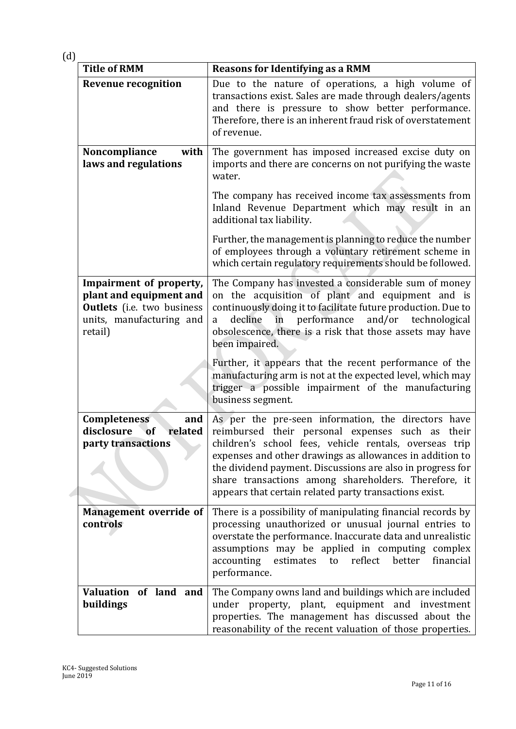(d)

| Title of RMM | Reasons for Identifying as a RMM |
|---|---|
| **Revenue recognition** | Due to the nature of operations, a high volume of transactions exist. Sales are made through dealers/agents and there is pressure to show better performance. Therefore, there is an inherent fraud risk of overstatement of revenue. |
| **Noncompliance with laws and regulations** | The government has imposed increased excise duty on imports and there are concerns on not purifying the waste water.<br><br>The company has received income tax assessments from Inland Revenue Department which may result in an additional tax liability.<br><br>Further, the management is planning to reduce the number of employees through a voluntary retirement scheme in which certain regulatory requirements should be followed. |
| **Impairment of property, plant and equipment and Outlets** (i.e. two business units, manufacturing and retail) | The Company has invested a considerable sum of money on the acquisition of plant and equipment and is continuously doing it to facilitate future production. Due to a decline in performance and/or technological obsolescence, there is a risk that those assets may have been impaired.<br><br>Further, it appears that the recent performance of the manufacturing arm is not at the expected level, which may trigger a possible impairment of the manufacturing business segment. |
| **Completeness and disclosure of related party transactions** | As per the pre-seen information, the directors have reimbursed their personal expenses such as their children's school fees, vehicle rentals, overseas trip expenses and other drawings as allowances in addition to the dividend payment. Discussions are also in progress for share transactions among shareholders. Therefore, it appears that certain related party transactions exist. |
| **Management override of controls** | There is a possibility of manipulating financial records by processing unauthorized or unusual journal entries to overstate the performance. Inaccurate data and unrealistic assumptions may be applied in computing complex accounting estimates to reflect better financial performance. |
| **Valuation of land and buildings** | The Company owns land and buildings which are included under property, plant, equipment and investment properties. The management has discussed about the reasonability of the recent valuation of those properties. |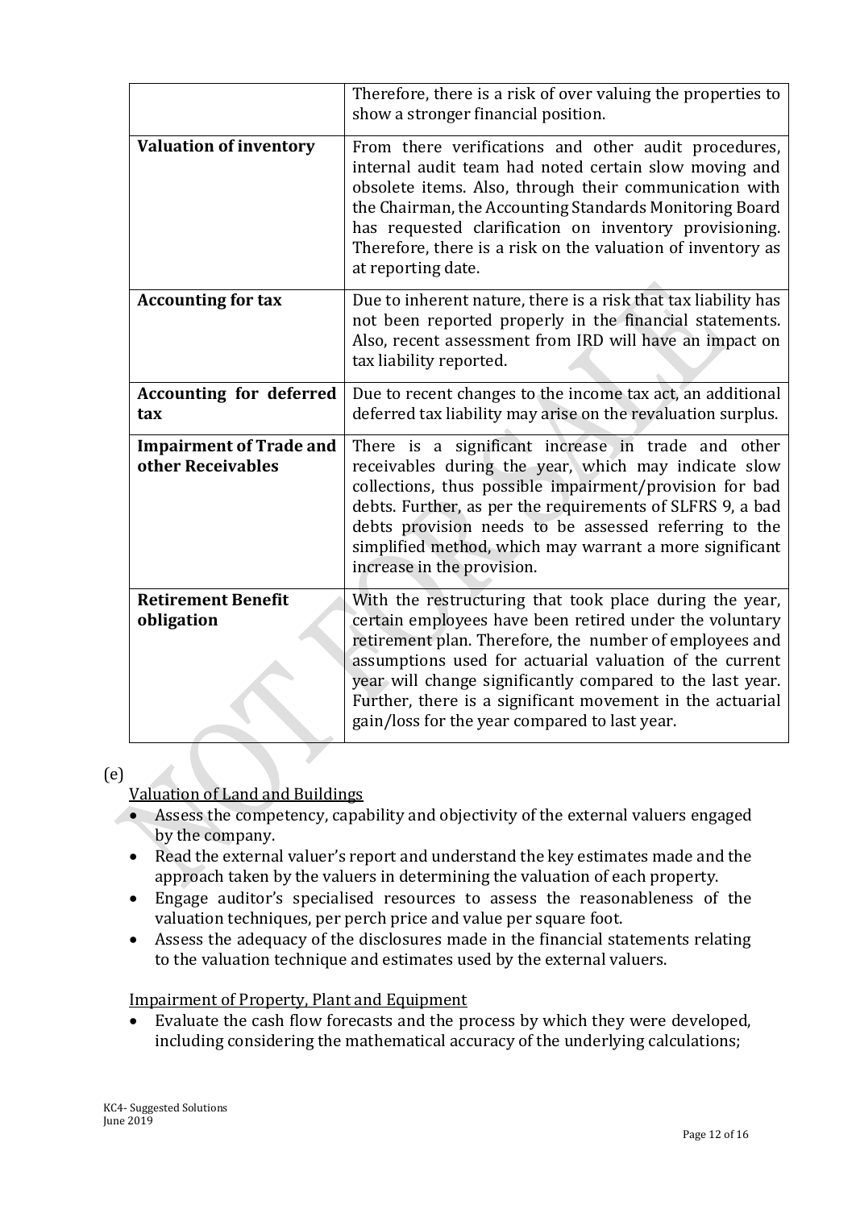| | |
|---|---|
| | Therefore, there is a risk of over valuing the properties to show a stronger financial position. |
| **Valuation of inventory** | From there verifications and other audit procedures, internal audit team had noted certain slow moving and obsolete items. Also, through their communication with the Chairman, the Accounting Standards Monitoring Board has requested clarification on inventory provisioning. Therefore, there is a risk on the valuation of inventory as at reporting date. |
| **Accounting for tax** | Due to inherent nature, there is a risk that tax liability has not been reported properly in the financial statements. Also, recent assessment from IRD will have an impact on tax liability reported. |
| **Accounting for deferred tax** | Due to recent changes to the income tax act, an additional deferred tax liability may arise on the revaluation surplus. |
| **Impairment of Trade and other Receivables** | There is a significant increase in trade and other receivables during the year, which may indicate slow collections, thus possible impairment/provision for bad debts. Further, as per the requirements of SLFRS 9, a bad debts provision needs to be assessed referring to the simplified method, which may warrant a more significant increase in the provision. |
| **Retirement Benefit obligation** | With the restructuring that took place during the year, certain employees have been retired under the voluntary retirement plan. Therefore, the number of employees and assumptions used for actuarial valuation of the current year will change significantly compared to the last year. Further, there is a significant movement in the actuarial gain/loss for the year compared to last year. |

(e)

Valuation of Land and Buildings

- Assess the competency, capability and objectivity of the external valuers engaged by the company.
- Read the external valuer's report and understand the key estimates made and the approach taken by the valuers in determining the valuation of each property.
- Engage auditor's specialised resources to assess the reasonableness of the valuation techniques, per perch price and value per square foot.
- Assess the adequacy of the disclosures made in the financial statements relating to the valuation technique and estimates used by the external valuers.

Impairment of Property, Plant and Equipment

- Evaluate the cash flow forecasts and the process by which they were developed, including considering the mathematical accuracy of the underlying calculations;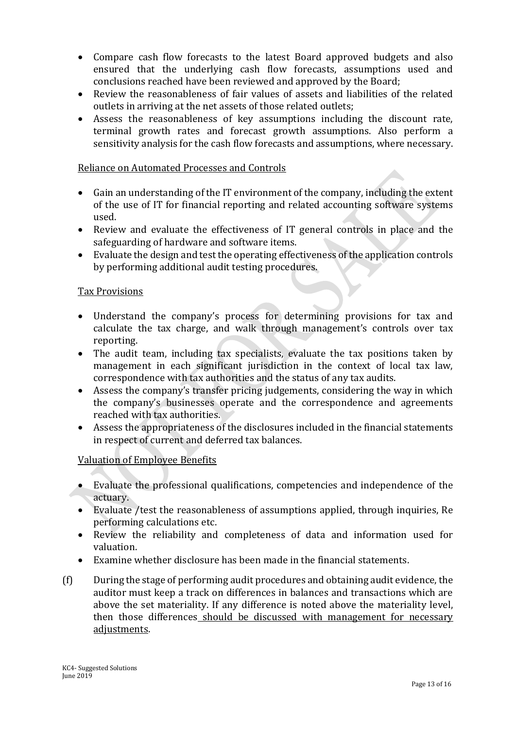- Compare cash flow forecasts to the latest Board approved budgets and also ensured that the underlying cash flow forecasts, assumptions used and conclusions reached have been reviewed and approved by the Board;
- Review the reasonableness of fair values of assets and liabilities of the related outlets in arriving at the net assets of those related outlets;
- Assess the reasonableness of key assumptions including the discount rate, terminal growth rates and forecast growth assumptions. Also perform a sensitivity analysis for the cash flow forecasts and assumptions, where necessary.

<u>Reliance on Automated Processes and Controls</u>

- Gain an understanding of the IT environment of the company, including the extent of the use of IT for financial reporting and related accounting software systems used.
- Review and evaluate the effectiveness of IT general controls in place and the safeguarding of hardware and software items.
- Evaluate the design and test the operating effectiveness of the application controls by performing additional audit testing procedures.

<u>Tax Provisions</u>

- Understand the company's process for determining provisions for tax and calculate the tax charge, and walk through management's controls over tax reporting.
- The audit team, including tax specialists, evaluate the tax positions taken by management in each significant jurisdiction in the context of local tax law, correspondence with tax authorities and the status of any tax audits.
- Assess the company's transfer pricing judgements, considering the way in which the company's businesses operate and the correspondence and agreements reached with tax authorities.
- Assess the appropriateness of the disclosures included in the financial statements in respect of current and deferred tax balances.

<u>Valuation of Employee Benefits</u>

- Evaluate the professional qualifications, competencies and independence of the actuary.
- Evaluate /test the reasonableness of assumptions applied, through inquiries, Re performing calculations etc.
- Review the reliability and completeness of data and information used for valuation.
- Examine whether disclosure has been made in the financial statements.

(f) During the stage of performing audit procedures and obtaining audit evidence, the auditor must keep a track on differences in balances and transactions which are above the set materiality. If any difference is noted above the materiality level, then those differences <u>should be discussed with management for necessary adjustments</u>.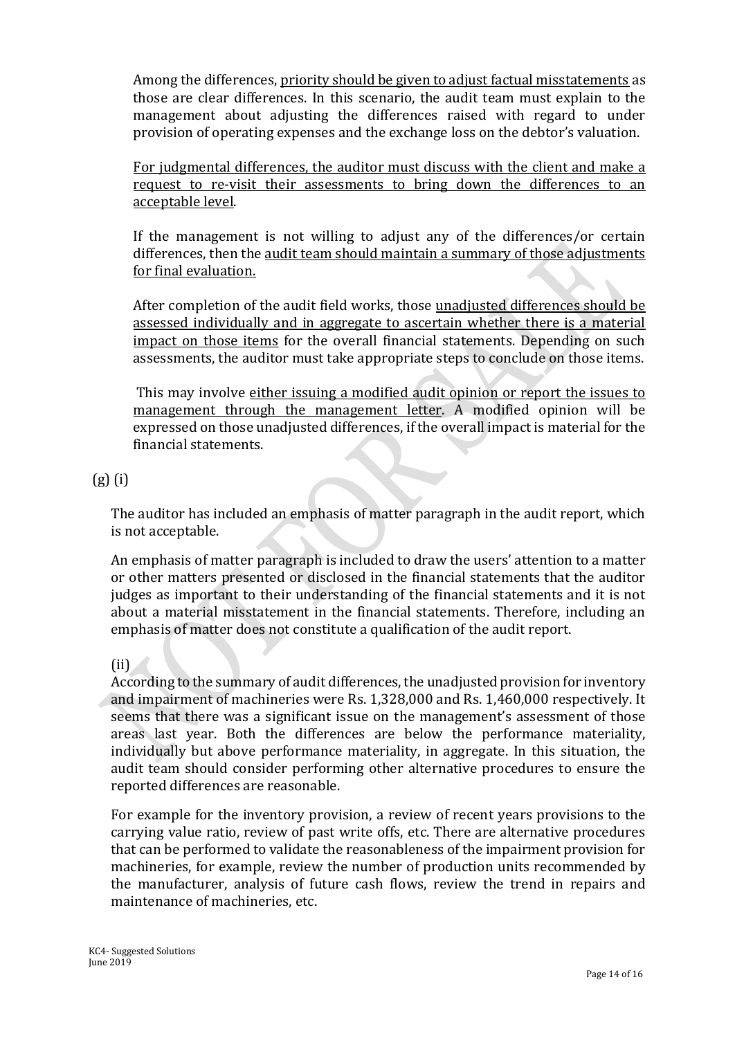Among the differences, <u>priority should be given to adjust factual misstatements</u> as those are clear differences. In this scenario, the audit team must explain to the management about adjusting the differences raised with regard to under provision of operating expenses and the exchange loss on the debtor's valuation.

<u>For judgmental differences, the auditor must discuss with the client and make a request to re-visit their assessments to bring down the differences to an acceptable level</u>.

If the management is not willing to adjust any of the differences/or certain differences, then the <u>audit team should maintain a summary of those adjustments for final evaluation.</u>

After completion of the audit field works, those <u>unadjusted differences should be assessed individually and in aggregate to ascertain whether there is a material impact on those items</u> for the overall financial statements. Depending on such assessments, the auditor must take appropriate steps to conclude on those items.

This may involve <u>either issuing a modified audit opinion or report the issues to management through the management letter</u>. A modified opinion will be expressed on those unadjusted differences, if the overall impact is material for the financial statements.

(g) (i)

The auditor has included an emphasis of matter paragraph in the audit report, which is not acceptable.

An emphasis of matter paragraph is included to draw the users' attention to a matter or other matters presented or disclosed in the financial statements that the auditor judges as important to their understanding of the financial statements and it is not about a material misstatement in the financial statements. Therefore, including an emphasis of matter does not constitute a qualification of the audit report.

(ii)

According to the summary of audit differences, the unadjusted provision for inventory and impairment of machineries were Rs. 1,328,000 and Rs. 1,460,000 respectively. It seems that there was a significant issue on the management's assessment of those areas last year. Both the differences are below the performance materiality, individually but above performance materiality, in aggregate. In this situation, the audit team should consider performing other alternative procedures to ensure the reported differences are reasonable.

For example for the inventory provision, a review of recent years provisions to the carrying value ratio, review of past write offs, etc. There are alternative procedures that can be performed to validate the reasonableness of the impairment provision for machineries, for example, review the number of production units recommended by the manufacturer, analysis of future cash flows, review the trend in repairs and maintenance of machineries, etc.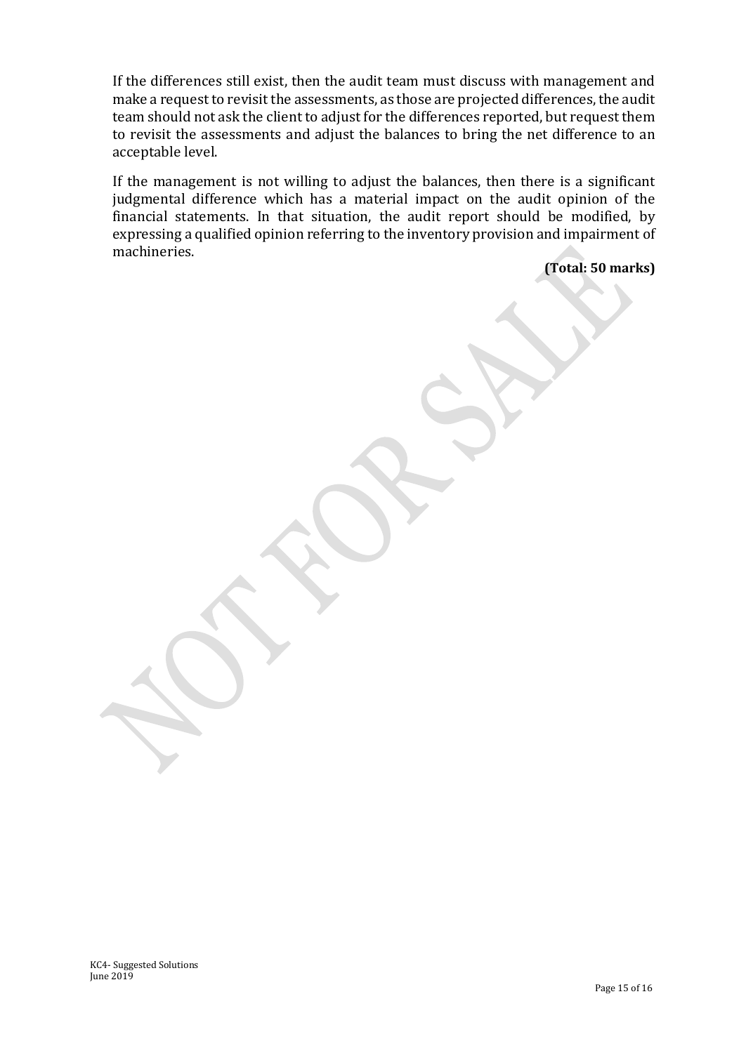If the differences still exist, then the audit team must discuss with management and make a request to revisit the assessments, as those are projected differences, the audit team should not ask the client to adjust for the differences reported, but request them to revisit the assessments and adjust the balances to bring the net difference to an acceptable level.

If the management is not willing to adjust the balances, then there is a significant judgmental difference which has a material impact on the audit opinion of the financial statements. In that situation, the audit report should be modified, by expressing a qualified opinion referring to the inventory provision and impairment of machineries.

**(Total: 50 marks)**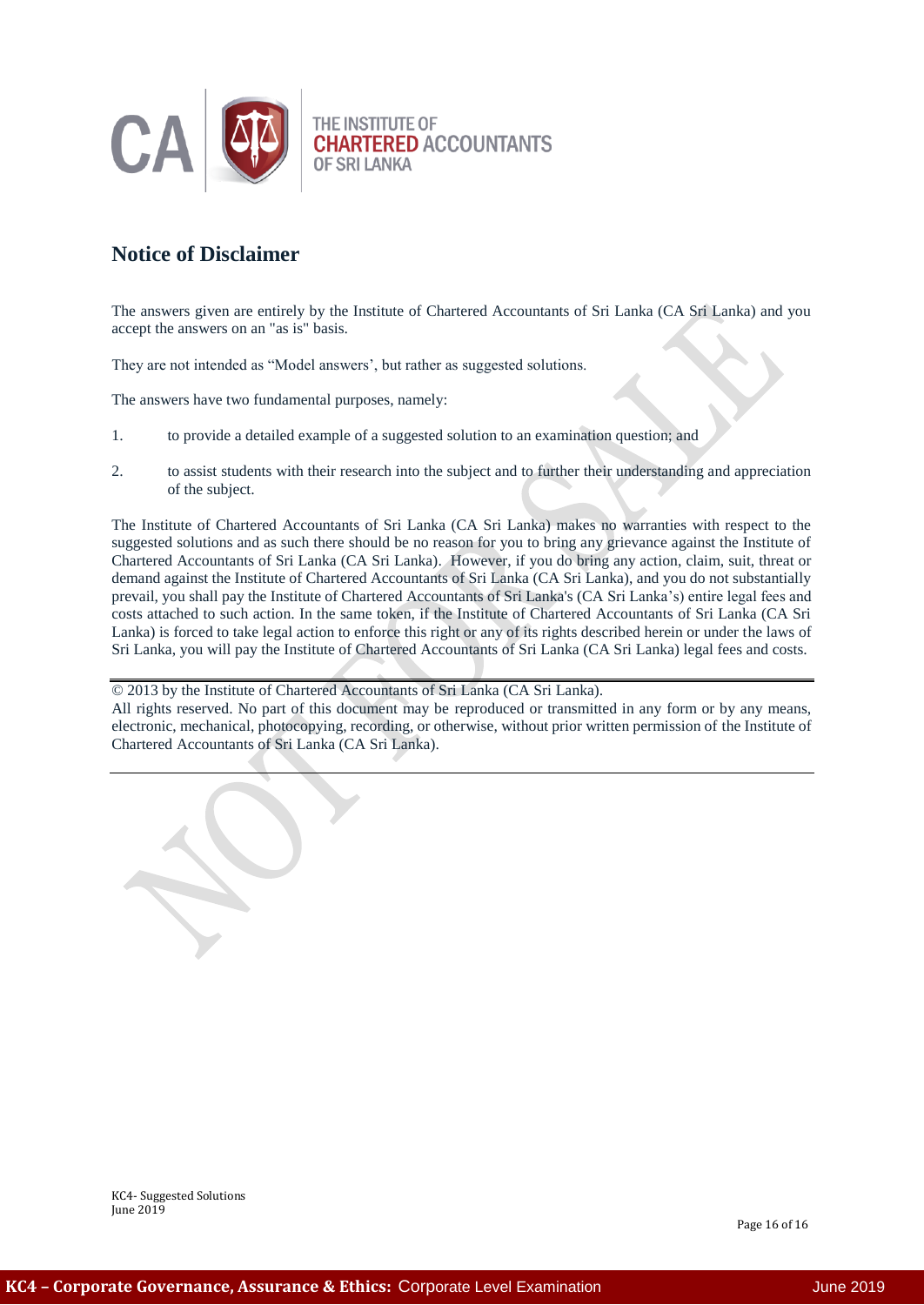THE INSTITUTE OF CHARTERED ACCOUNTANTS OF SRI LANKA

## Notice of Disclaimer

The answers given are entirely by the Institute of Chartered Accountants of Sri Lanka (CA Sri Lanka) and you accept the answers on an "as is" basis.

They are not intended as "Model answers', but rather as suggested solutions.

The answers have two fundamental purposes, namely:

1. to provide a detailed example of a suggested solution to an examination question; and
2. to assist students with their research into the subject and to further their understanding and appreciation of the subject.

The Institute of Chartered Accountants of Sri Lanka (CA Sri Lanka) makes no warranties with respect to the suggested solutions and as such there should be no reason for you to bring any grievance against the Institute of Chartered Accountants of Sri Lanka (CA Sri Lanka). However, if you do bring any action, claim, suit, threat or demand against the Institute of Chartered Accountants of Sri Lanka (CA Sri Lanka), and you do not substantially prevail, you shall pay the Institute of Chartered Accountants of Sri Lanka's (CA Sri Lanka's) entire legal fees and costs attached to such action. In the same token, if the Institute of Chartered Accountants of Sri Lanka (CA Sri Lanka) is forced to take legal action to enforce this right or any of its rights described herein or under the laws of Sri Lanka, you will pay the Institute of Chartered Accountants of Sri Lanka (CA Sri Lanka) legal fees and costs.

---

© 2013 by the Institute of Chartered Accountants of Sri Lanka (CA Sri Lanka).
All rights reserved. No part of this document may be reproduced or transmitted in any form or by any means, electronic, mechanical, photocopying, recording, or otherwise, without prior written permission of the Institute of Chartered Accountants of Sri Lanka (CA Sri Lanka).

---